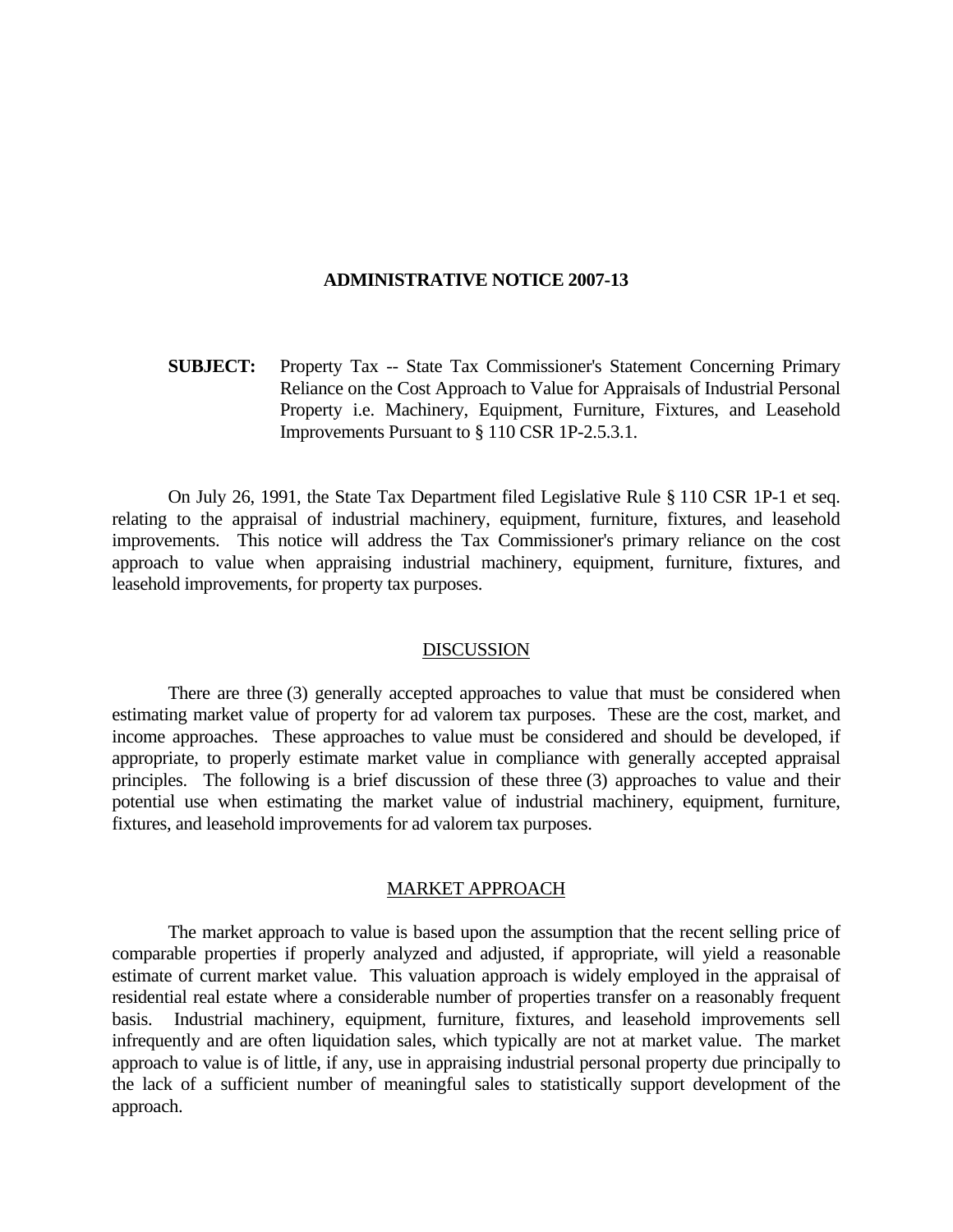# ADMINISTRATIVE NOTICE 2007-13

**SUBJECT:** Property Tax -- State Tax Commissioner's Statement Concerning Primary Reliance on the Cost Approach to Value for Appraisals of Industrial Personal Property i.e. Machinery, Equipment, Furniture, Fixtures, and Leasehold Improvements Pursuant to § 110 CSR 1P-2.5.3.1.

On July 26, 1991, the State Tax Department filed Legislative Rule § 110 CSR 1P-1 et seq. relating to the appraisal of industrial machinery, equipment, furniture, fixtures, and leasehold improvements. This notice will address the Tax Commissioner's primary reliance on the cost approach to value when appraising industrial machinery, equipment, furniture, fixtures, and leasehold improvements, for property tax purposes.

## DISCUSSION

There are three (3) generally accepted approaches to value that must be considered when estimating market value of property for ad valorem tax purposes. These are the cost, market, and income approaches. These approaches to value must be considered and should be developed, if appropriate, to properly estimate market value in compliance with generally accepted appraisal principles. The following is a brief discussion of these three (3) approaches to value and their potential use when estimating the market value of industrial machinery, equipment, furniture, fixtures, and leasehold improvements for ad valorem tax purposes.

## MARKET APPROACH

The market approach to value is based upon the assumption that the recent selling price of comparable properties if properly analyzed and adjusted, if appropriate, will yield a reasonable estimate of current market value. This valuation approach is widely employed in the appraisal of residential real estate where a considerable number of properties transfer on a reasonably frequent basis. Industrial machinery, equipment, furniture, fixtures, and leasehold improvements sell infrequently and are often liquidation sales, which typically are not at market value. The market approach to value is of little, if any, use in appraising industrial personal property due principally to the lack of a sufficient number of meaningful sales to statistically support development of the approach.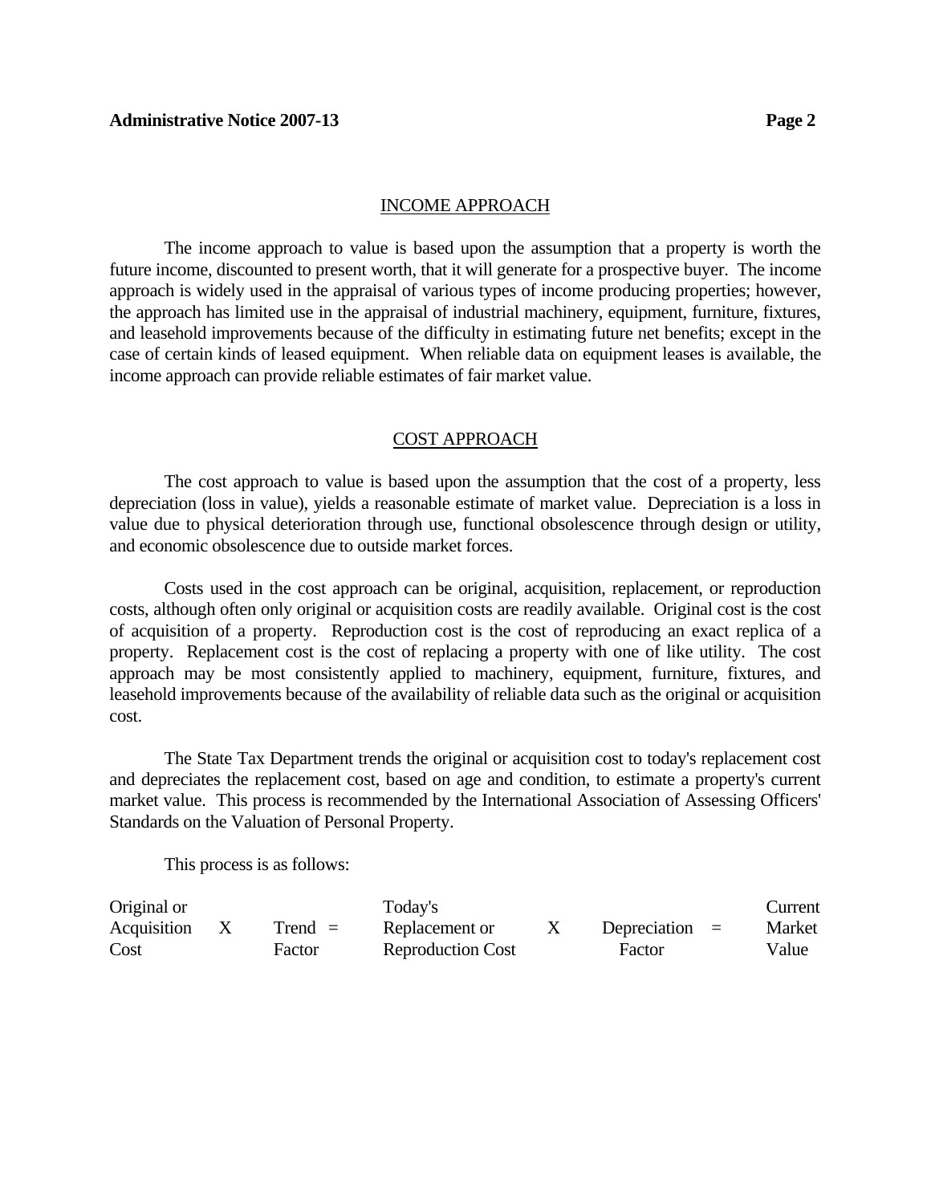## INCOME APPROACH

The income approach to value is based upon the assumption that a property is worth the future income, discounted to present worth, that it will generate for a prospective buyer. The income approach is widely used in the appraisal of various types of income producing properties; however, the approach has limited use in the appraisal of industrial machinery, equipment, furniture, fixtures, and leasehold improvements because of the difficulty in estimating future net benefits; except in the case of certain kinds of leased equipment. When reliable data on equipment leases is available, the income approach can provide reliable estimates of fair market value.

## COST APPROACH

The cost approach to value is based upon the assumption that the cost of a property, less depreciation (loss in value), yields a reasonable estimate of market value. Depreciation is a loss in value due to physical deterioration through use, functional obsolescence through design or utility, and economic obsolescence due to outside market forces.

Costs used in the cost approach can be original, acquisition, replacement, or reproduction costs, although often only original or acquisition costs are readily available. Original cost is the cost of acquisition of a property. Reproduction cost is the cost of reproducing an exact replica of a property. Replacement cost is the cost of replacing a property with one of like utility. The cost approach may be most consistently applied to machinery, equipment, furniture, fixtures, and leasehold improvements because of the availability of reliable data such as the original or acquisition cost.

The State Tax Department trends the original or acquisition cost to today's replacement cost and depreciates the replacement cost, based on age and condition, to estimate a property's current market value. This process is recommended by the International Association of Assessing Officers' Standards on the Valuation of Personal Property.

This process is as follows:

| | | | | | | | | |
|---|---|---|---|---|---|---|---|---|
| Original or Acquisition Cost | X | Trend Factor | = | Today's Replacement or Reproduction Cost | X | Depreciation Factor | = | Current Market Value |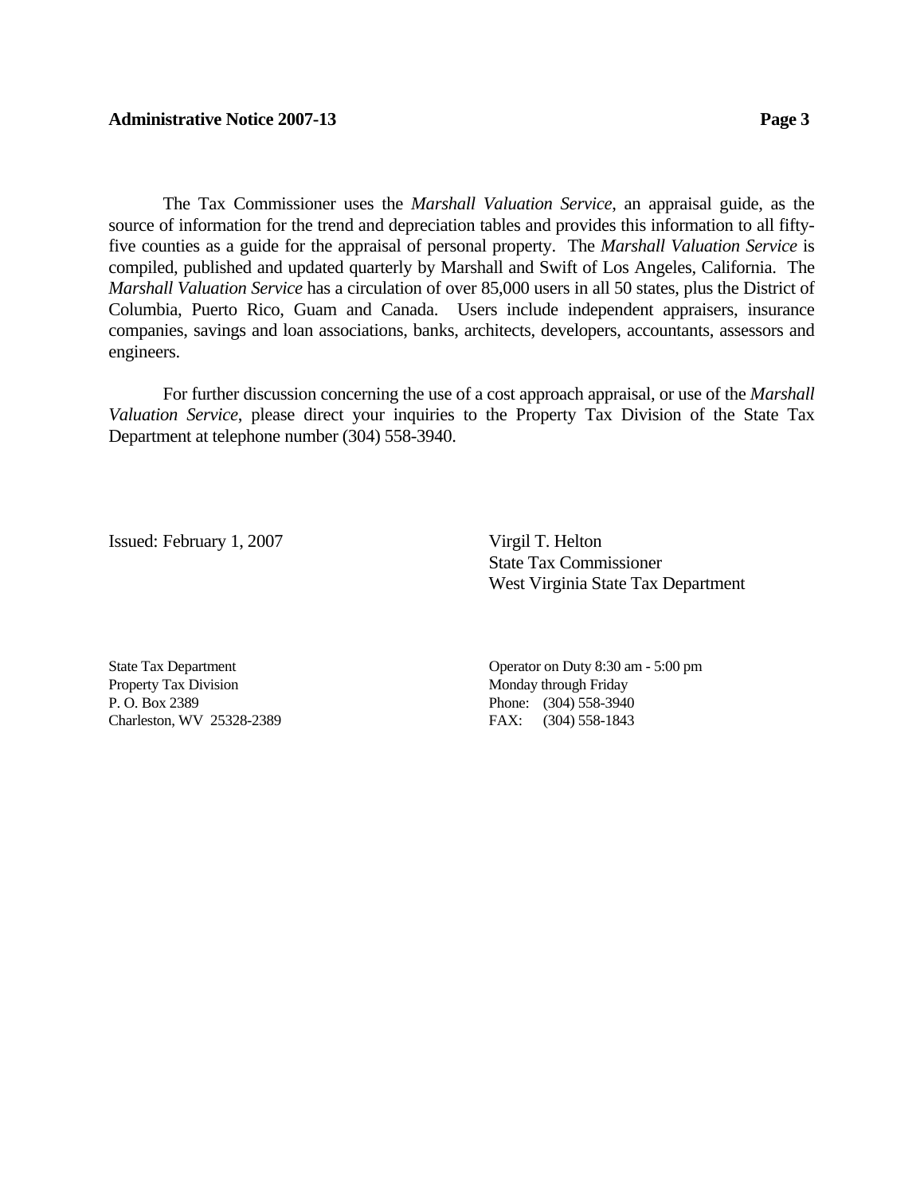The Tax Commissioner uses the *Marshall Valuation Service*, an appraisal guide, as the source of information for the trend and depreciation tables and provides this information to all fifty-five counties as a guide for the appraisal of personal property. The *Marshall Valuation Service* is compiled, published and updated quarterly by Marshall and Swift of Los Angeles, California. The *Marshall Valuation Service* has a circulation of over 85,000 users in all 50 states, plus the District of Columbia, Puerto Rico, Guam and Canada. Users include independent appraisers, insurance companies, savings and loan associations, banks, architects, developers, accountants, assessors and engineers.

For further discussion concerning the use of a cost approach appraisal, or use of the *Marshall Valuation Service*, please direct your inquiries to the Property Tax Division of the State Tax Department at telephone number (304) 558-3940.

Issued: February 1, 2007

Virgil T. Helton
State Tax Commissioner
West Virginia State Tax Department

State Tax Department
Property Tax Division
P. O. Box 2389
Charleston, WV 25328-2389

Operator on Duty 8:30 am - 5:00 pm
Monday through Friday
Phone: (304) 558-3940
FAX: (304) 558-1843